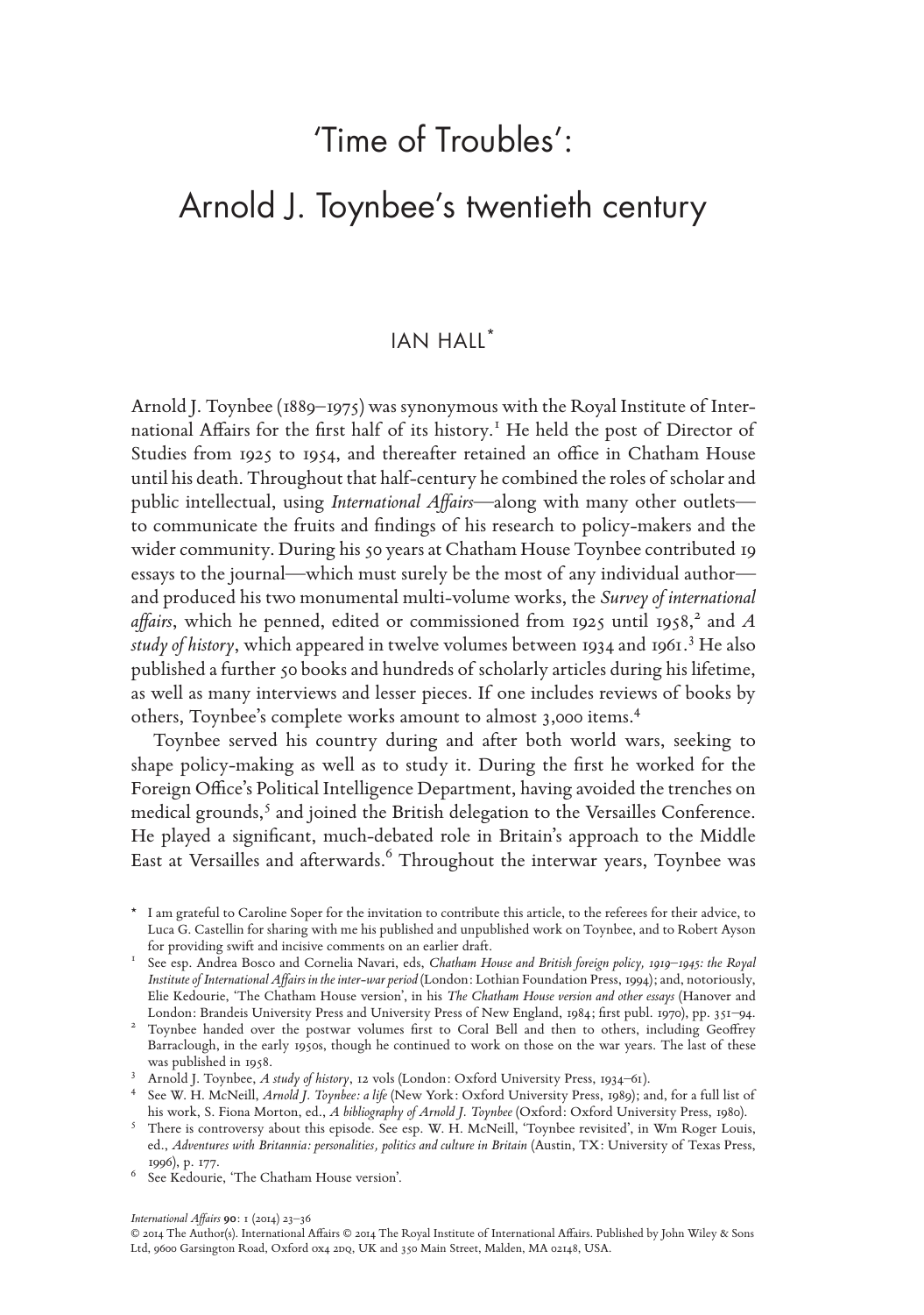# 'Time of Troubles': Arnold J. Toynbee's twentieth century

IAN HALL*

Arnold J. Toynbee (1889–1975) was synonymous with the Royal Institute of International Affairs for the first half of its history.[1] He held the post of Director of Studies from 1925 to 1954, and thereafter retained an office in Chatham House until his death. Throughout that half-century he combined the roles of scholar and public intellectual, using *International Affairs*—along with many other outlets—to communicate the fruits and findings of his research to policy-makers and the wider community. During his 50 years at Chatham House Toynbee contributed 19 essays to the journal—which must surely be the most of any individual author—and produced his two monumental multi-volume works, the *Survey of international affairs*, which he penned, edited or commissioned from 1925 until 1958,[2] and *A study of history*, which appeared in twelve volumes between 1934 and 1961.[3] He also published a further 50 books and hundreds of scholarly articles during his lifetime, as well as many interviews and lesser pieces. If one includes reviews of books by others, Toynbee's complete works amount to almost 3,000 items.[4]

Toynbee served his country during and after both world wars, seeking to shape policy-making as well as to study it. During the first he worked for the Foreign Office's Political Intelligence Department, having avoided the trenches on medical grounds,[5] and joined the British delegation to the Versailles Conference. He played a significant, much-debated role in Britain's approach to the Middle East at Versailles and afterwards.[6] Throughout the interwar years, Toynbee was

\* I am grateful to Caroline Soper for the invitation to contribute this article, to the referees for their advice, to Luca G. Castellin for sharing with me his published and unpublished work on Toynbee, and to Robert Ayson for providing swift and incisive comments on an earlier draft.

[1] See esp. Andrea Bosco and Cornelia Navari, eds, *Chatham House and British foreign policy, 1919–1945: the Royal Institute of International Affairs in the inter-war period* (London: Lothian Foundation Press, 1994); and, notoriously, Elie Kedourie, 'The Chatham House version', in his *The Chatham House version and other essays* (Hanover and London: Brandeis University Press and University Press of New England, 1984; first publ. 1970), pp. 351–94.

[2] Toynbee handed over the postwar volumes first to Coral Bell and then to others, including Geoffrey Barraclough, in the early 1950s, though he continued to work on those on the war years. The last of these was published in 1958.

[3] Arnold J. Toynbee, *A study of history*, 12 vols (London: Oxford University Press, 1934–61).

[4] See W. H. McNeill, *Arnold J. Toynbee: a life* (New York: Oxford University Press, 1989); and, for a full list of his work, S. Fiona Morton, ed., *A bibliography of Arnold J. Toynbee* (Oxford: Oxford University Press, 1980).

[5] There is controversy about this episode. See esp. W. H. McNeill, 'Toynbee revisited', in Wm Roger Louis, ed., *Adventures with Britannia: personalities, politics and culture in Britain* (Austin, TX: University of Texas Press, 1996), p. 177.

[6] See Kedourie, 'The Chatham House version'.

© 2014 The Author(s). International Affairs © 2014 The Royal Institute of International Affairs. Published by John Wiley & Sons Ltd, 9600 Garsington Road, Oxford OX4 2DQ, UK and 350 Main Street, Malden, MA 02148, USA.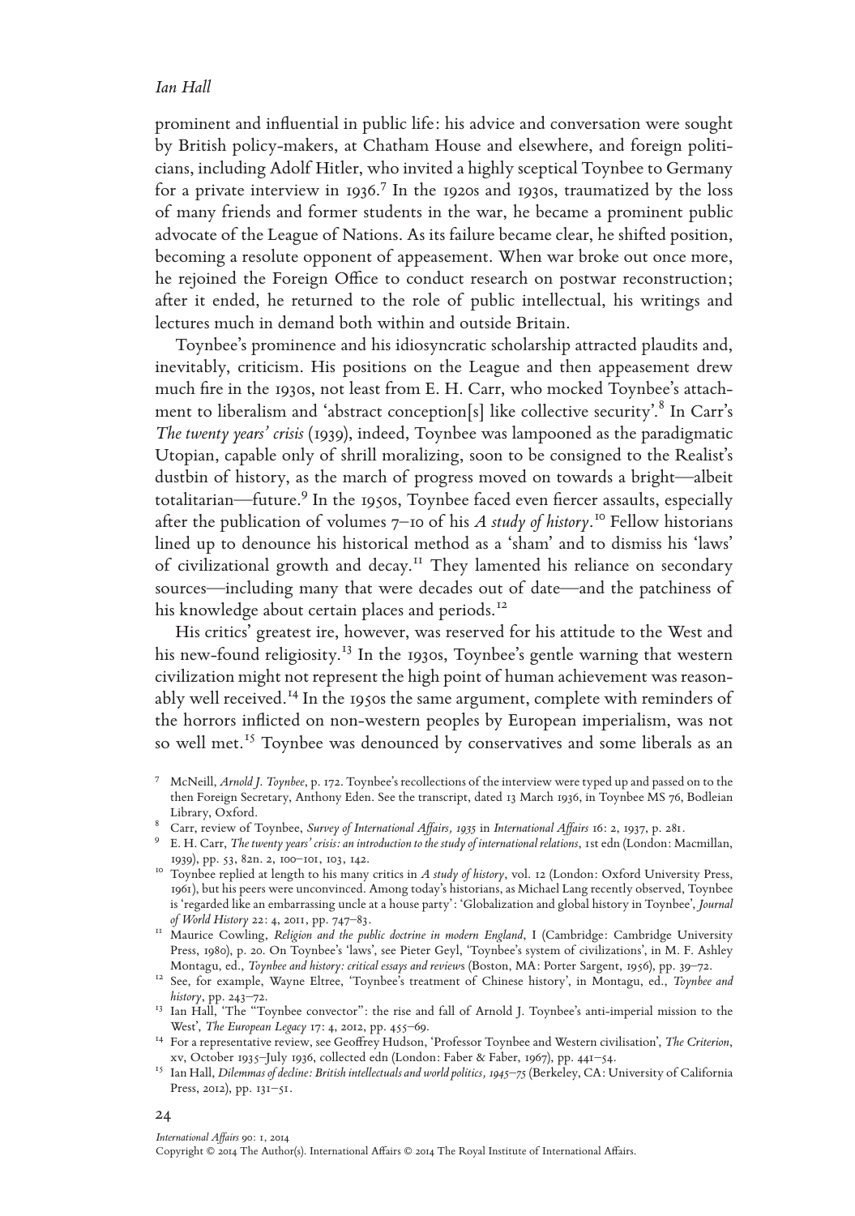prominent and influential in public life: his advice and conversation were sought by British policy-makers, at Chatham House and elsewhere, and foreign politicians, including Adolf Hitler, who invited a highly sceptical Toynbee to Germany for a private interview in 1936.[7] In the 1920s and 1930s, traumatized by the loss of many friends and former students in the war, he became a prominent public advocate of the League of Nations. As its failure became clear, he shifted position, becoming a resolute opponent of appeasement. When war broke out once more, he rejoined the Foreign Office to conduct research on postwar reconstruction; after it ended, he returned to the role of public intellectual, his writings and lectures much in demand both within and outside Britain.

Toynbee's prominence and his idiosyncratic scholarship attracted plaudits and, inevitably, criticism. His positions on the League and then appeasement drew much fire in the 1930s, not least from E. H. Carr, who mocked Toynbee's attachment to liberalism and 'abstract conception[s] like collective security'.[8] In Carr's *The twenty years' crisis* (1939), indeed, Toynbee was lampooned as the paradigmatic Utopian, capable only of shrill moralizing, soon to be consigned to the Realist's dustbin of history, as the march of progress moved on towards a bright—albeit totalitarian—future.[9] In the 1950s, Toynbee faced even fiercer assaults, especially after the publication of volumes 7–10 of his *A study of history*.[10] Fellow historians lined up to denounce his historical method as a 'sham' and to dismiss his 'laws' of civilizational growth and decay.[11] They lamented his reliance on secondary sources—including many that were decades out of date—and the patchiness of his knowledge about certain places and periods.[12]

His critics' greatest ire, however, was reserved for his attitude to the West and his new-found religiosity.[13] In the 1930s, Toynbee's gentle warning that western civilization might not represent the high point of human achievement was reasonably well received.[14] In the 1950s the same argument, complete with reminders of the horrors inflicted on non-western peoples by European imperialism, was not so well met.[15] Toynbee was denounced by conservatives and some liberals as an

---

[7] McNeill, *Arnold J. Toynbee*, p. 172. Toynbee's recollections of the interview were typed up and passed on to the then Foreign Secretary, Anthony Eden. See the transcript, dated 13 March 1936, in Toynbee MS 76, Bodleian Library, Oxford.

[8] Carr, review of Toynbee, *Survey of International Affairs, 1935* in *International Affairs* 16: 2, 1937, p. 281.

[9] E. H. Carr, *The twenty years' crisis: an introduction to the study of international relations*, 1st edn (London: Macmillan, 1939), pp. 53, 82n. 2, 100–101, 103, 142.

[10] Toynbee replied at length to his many critics in *A study of history*, vol. 12 (London: Oxford University Press, 1961), but his peers were unconvinced. Among today's historians, as Michael Lang recently observed, Toynbee is 'regarded like an embarrassing uncle at a house party': 'Globalization and global history in Toynbee', *Journal of World History* 22: 4, 2011, pp. 747–83.

[11] Maurice Cowling, *Religion and the public doctrine in modern England*, I (Cambridge: Cambridge University Press, 1980), p. 20. On Toynbee's 'laws', see Pieter Geyl, 'Toynbee's system of civilizations', in M. F. Ashley Montagu, ed., *Toynbee and history: critical essays and reviews* (Boston, MA: Porter Sargent, 1956), pp. 39–72.

[12] See, for example, Wayne Eltree, 'Toynbee's treatment of Chinese history', in Montagu, ed., *Toynbee and history*, pp. 243–72.

[13] Ian Hall, 'The "Toynbee convector": the rise and fall of Arnold J. Toynbee's anti-imperial mission to the West', *The European Legacy* 17: 4, 2012, pp. 455–69.

[14] For a representative review, see Geoffrey Hudson, 'Professor Toynbee and Western civilisation', *The Criterion*, xv, October 1935–July 1936, collected edn (London: Faber & Faber, 1967), pp. 441–54.

[15] Ian Hall, *Dilemmas of decline: British intellectuals and world politics, 1945–75* (Berkeley, CA: University of California Press, 2012), pp. 131–51.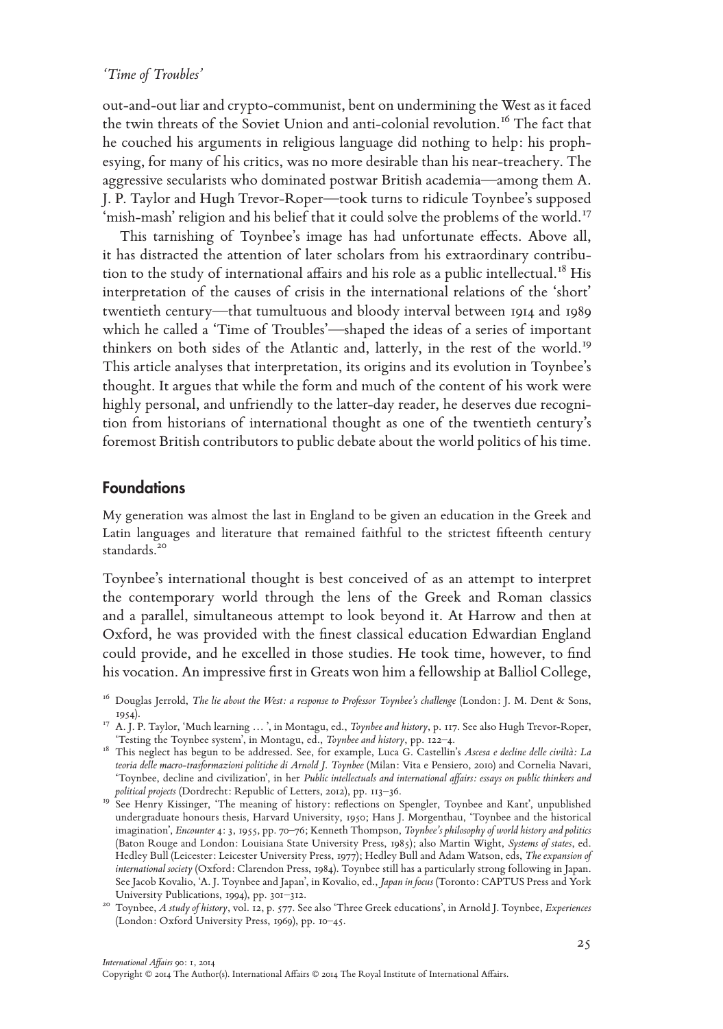out-and-out liar and crypto-communist, bent on undermining the West as it faced the twin threats of the Soviet Union and anti-colonial revolution.[16] The fact that he couched his arguments in religious language did nothing to help: his prophesying, for many of his critics, was no more desirable than his near-treachery. The aggressive secularists who dominated postwar British academia—among them A. J. P. Taylor and Hugh Trevor-Roper—took turns to ridicule Toynbee's supposed 'mish-mash' religion and his belief that it could solve the problems of the world.[17]

This tarnishing of Toynbee's image has had unfortunate effects. Above all, it has distracted the attention of later scholars from his extraordinary contribution to the study of international affairs and his role as a public intellectual.[18] His interpretation of the causes of crisis in the international relations of the 'short' twentieth century—that tumultuous and bloody interval between 1914 and 1989 which he called a 'Time of Troubles'—shaped the ideas of a series of important thinkers on both sides of the Atlantic and, latterly, in the rest of the world.[19] This article analyses that interpretation, its origins and its evolution in Toynbee's thought. It argues that while the form and much of the content of his work were highly personal, and unfriendly to the latter-day reader, he deserves due recognition from historians of international thought as one of the twentieth century's foremost British contributors to public debate about the world politics of his time.

## Foundations

My generation was almost the last in England to be given an education in the Greek and Latin languages and literature that remained faithful to the strictest fifteenth century standards.[20]

Toynbee's international thought is best conceived of as an attempt to interpret the contemporary world through the lens of the Greek and Roman classics and a parallel, simultaneous attempt to look beyond it. At Harrow and then at Oxford, he was provided with the finest classical education Edwardian England could provide, and he excelled in those studies. He took time, however, to find his vocation. An impressive first in Greats won him a fellowship at Balliol College,

---

[16] Douglas Jerrold, *The lie about the West: a response to Professor Toynbee's challenge* (London: J. M. Dent & Sons, 1954).

[17] A. J. P. Taylor, 'Much learning … ', in Montagu, ed., *Toynbee and history*, p. 117. See also Hugh Trevor-Roper, 'Testing the Toynbee system', in Montagu, ed., *Toynbee and history*, pp. 122–4.

[18] This neglect has begun to be addressed. See, for example, Luca G. Castellin's *Ascesa e decline delle civiltà: La teoria delle macro-trasformazioni politiche di Arnold J. Toynbee* (Milan: Vita e Pensiero, 2010) and Cornelia Navari, 'Toynbee, decline and civilization', in her *Public intellectuals and international affairs: essays on public thinkers and political projects* (Dordrecht: Republic of Letters, 2012), pp. 113–36.

[19] See Henry Kissinger, 'The meaning of history: reflections on Spengler, Toynbee and Kant', unpublished undergraduate honours thesis, Harvard University, 1950; Hans J. Morgenthau, 'Toynbee and the historical imagination', *Encounter* 4: 3, 1955, pp. 70–76; Kenneth Thompson, *Toynbee's philosophy of world history and politics* (Baton Rouge and London: Louisiana State University Press, 1985); also Martin Wight, *Systems of states*, ed. Hedley Bull (Leicester: Leicester University Press, 1977); Hedley Bull and Adam Watson, eds, *The expansion of international society* (Oxford: Clarendon Press, 1984). Toynbee still has a particularly strong following in Japan. See Jacob Kovalio, 'A. J. Toynbee and Japan', in Kovalio, ed., *Japan in focus* (Toronto: CAPTUS Press and York University Publications, 1994), pp. 301–312.

[20] Toynbee, *A study of history*, vol. 12, p. 577. See also 'Three Greek educations', in Arnold J. Toynbee, *Experiences* (London: Oxford University Press, 1969), pp. 10–45.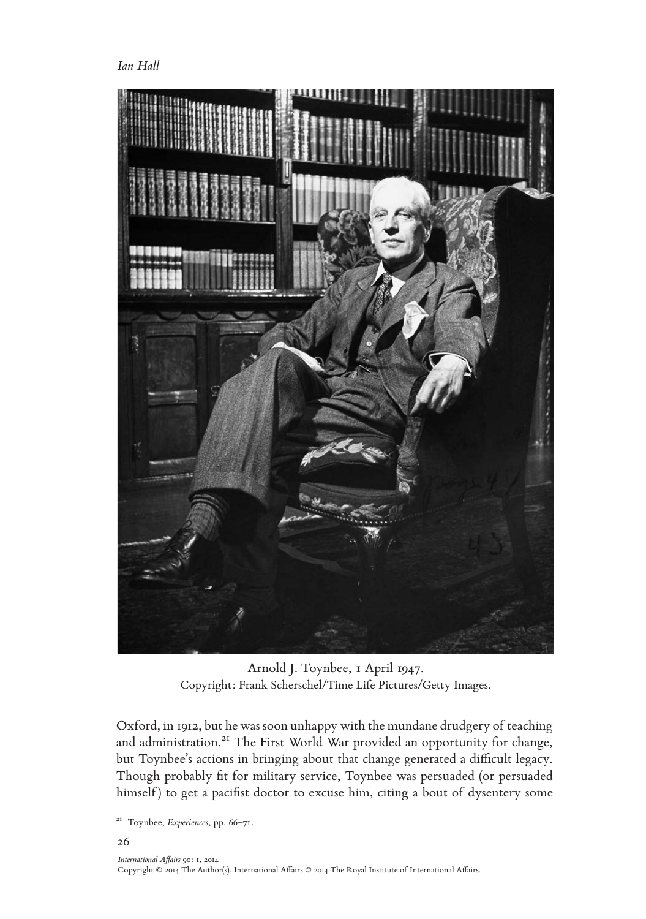Arnold J. Toynbee, 1 April 1947.
Copyright: Frank Scherschel/Time Life Pictures/Getty Images.

Oxford, in 1912, but he was soon unhappy with the mundane drudgery of teaching and administration.[21] The First World War provided an opportunity for change, but Toynbee's actions in bringing about that change generated a difficult legacy. Though probably fit for military service, Toynbee was persuaded (or persuaded himself) to get a pacifist doctor to excuse him, citing a bout of dysentery some

[21] Toynbee, *Experiences*, pp. 66–71.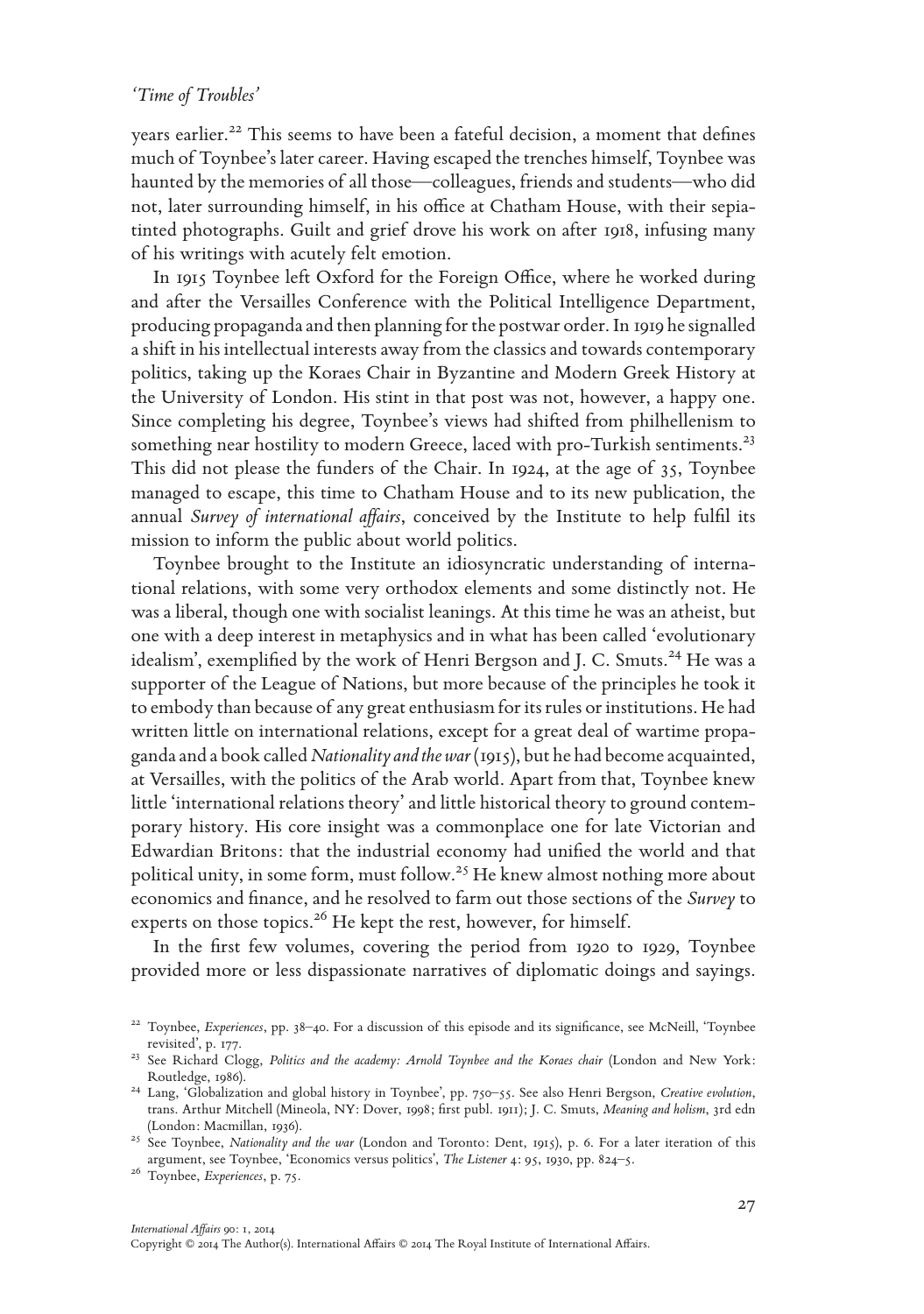years earlier.[22] This seems to have been a fateful decision, a moment that defines much of Toynbee's later career. Having escaped the trenches himself, Toynbee was haunted by the memories of all those—colleagues, friends and students—who did not, later surrounding himself, in his office at Chatham House, with their sepia-tinted photographs. Guilt and grief drove his work on after 1918, infusing many of his writings with acutely felt emotion.

In 1915 Toynbee left Oxford for the Foreign Office, where he worked during and after the Versailles Conference with the Political Intelligence Department, producing propaganda and then planning for the postwar order. In 1919 he signalled a shift in his intellectual interests away from the classics and towards contemporary politics, taking up the Koraes Chair in Byzantine and Modern Greek History at the University of London. His stint in that post was not, however, a happy one. Since completing his degree, Toynbee's views had shifted from philhellenism to something near hostility to modern Greece, laced with pro-Turkish sentiments.[23] This did not please the funders of the Chair. In 1924, at the age of 35, Toynbee managed to escape, this time to Chatham House and to its new publication, the annual *Survey of international affairs*, conceived by the Institute to help fulfil its mission to inform the public about world politics.

Toynbee brought to the Institute an idiosyncratic understanding of international relations, with some very orthodox elements and some distinctly not. He was a liberal, though one with socialist leanings. At this time he was an atheist, but one with a deep interest in metaphysics and in what has been called 'evolutionary idealism', exemplified by the work of Henri Bergson and J. C. Smuts.[24] He was a supporter of the League of Nations, but more because of the principles he took it to embody than because of any great enthusiasm for its rules or institutions. He had written little on international relations, except for a great deal of wartime propaganda and a book called *Nationality and the war* (1915), but he had become acquainted, at Versailles, with the politics of the Arab world. Apart from that, Toynbee knew little 'international relations theory' and little historical theory to ground contemporary history. His core insight was a commonplace one for late Victorian and Edwardian Britons: that the industrial economy had unified the world and that political unity, in some form, must follow.[25] He knew almost nothing more about economics and finance, and he resolved to farm out those sections of the *Survey* to experts on those topics.[26] He kept the rest, however, for himself.

In the first few volumes, covering the period from 1920 to 1929, Toynbee provided more or less dispassionate narratives of diplomatic doings and sayings.

---

[22] Toynbee, *Experiences*, pp. 38–40. For a discussion of this episode and its significance, see McNeill, 'Toynbee revisited', p. 177.

[23] See Richard Clogg, *Politics and the academy: Arnold Toynbee and the Koraes chair* (London and New York: Routledge, 1986).

[24] Lang, 'Globalization and global history in Toynbee', pp. 750–55. See also Henri Bergson, *Creative evolution*, trans. Arthur Mitchell (Mineola, NY: Dover, 1998; first publ. 1911); J. C. Smuts, *Meaning and holism*, 3rd edn (London: Macmillan, 1936).

[25] See Toynbee, *Nationality and the war* (London and Toronto: Dent, 1915), p. 6. For a later iteration of this argument, see Toynbee, 'Economics versus politics', *The Listener* 4: 95, 1930, pp. 824–5.

[26] Toynbee, *Experiences*, p. 75.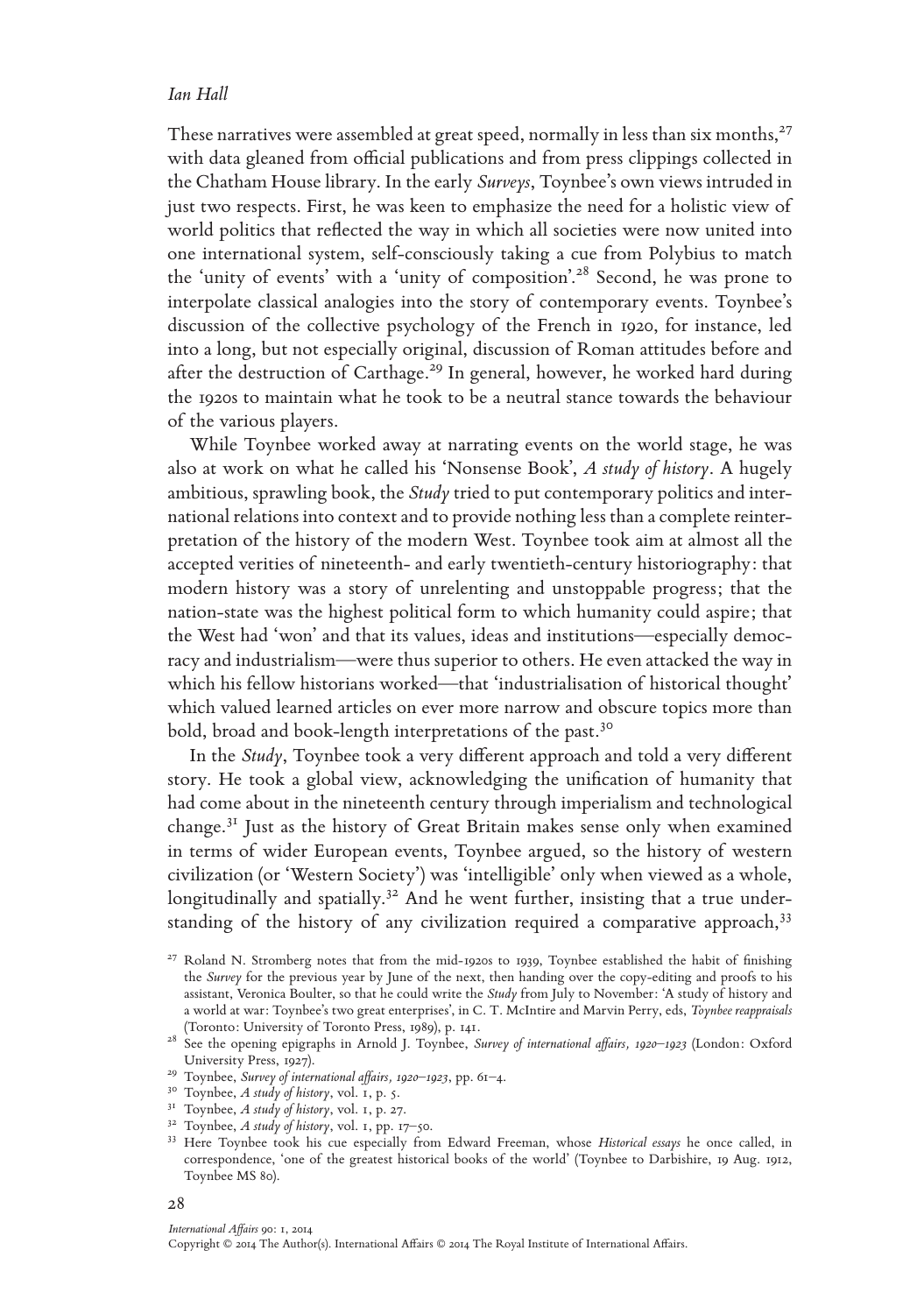These narratives were assembled at great speed, normally in less than six months,[27] with data gleaned from official publications and from press clippings collected in the Chatham House library. In the early *Surveys*, Toynbee's own views intruded in just two respects. First, he was keen to emphasize the need for a holistic view of world politics that reflected the way in which all societies were now united into one international system, self-consciously taking a cue from Polybius to match the 'unity of events' with a 'unity of composition'.[28] Second, he was prone to interpolate classical analogies into the story of contemporary events. Toynbee's discussion of the collective psychology of the French in 1920, for instance, led into a long, but not especially original, discussion of Roman attitudes before and after the destruction of Carthage.[29] In general, however, he worked hard during the 1920s to maintain what he took to be a neutral stance towards the behaviour of the various players.

While Toynbee worked away at narrating events on the world stage, he was also at work on what he called his 'Nonsense Book', *A study of history*. A hugely ambitious, sprawling book, the *Study* tried to put contemporary politics and international relations into context and to provide nothing less than a complete reinterpretation of the history of the modern West. Toynbee took aim at almost all the accepted verities of nineteenth- and early twentieth-century historiography: that modern history was a story of unrelenting and unstoppable progress; that the nation-state was the highest political form to which humanity could aspire; that the West had 'won' and that its values, ideas and institutions—especially democracy and industrialism—were thus superior to others. He even attacked the way in which his fellow historians worked—that 'industrialisation of historical thought' which valued learned articles on ever more narrow and obscure topics more than bold, broad and book-length interpretations of the past.[30]

In the *Study*, Toynbee took a very different approach and told a very different story. He took a global view, acknowledging the unification of humanity that had come about in the nineteenth century through imperialism and technological change.[31] Just as the history of Great Britain makes sense only when examined in terms of wider European events, Toynbee argued, so the history of western civilization (or 'Western Society') was 'intelligible' only when viewed as a whole, longitudinally and spatially.[32] And he went further, insisting that a true understanding of the history of any civilization required a comparative approach,[33]

[27] Roland N. Stromberg notes that from the mid-1920s to 1939, Toynbee established the habit of finishing the *Survey* for the previous year by June of the next, then handing over the copy-editing and proofs to his assistant, Veronica Boulter, so that he could write the *Study* from July to November: 'A study of history and a world at war: Toynbee's two great enterprises', in C. T. McIntire and Marvin Perry, eds, *Toynbee reappraisals* (Toronto: University of Toronto Press, 1989), p. 141.

[28] See the opening epigraphs in Arnold J. Toynbee, *Survey of international affairs, 1920–1923* (London: Oxford University Press, 1927).

[29] Toynbee, *Survey of international affairs, 1920–1923*, pp. 61–4.

[30] Toynbee, *A study of history*, vol. 1, p. 5.

[31] Toynbee, *A study of history*, vol. 1, p. 27.

[32] Toynbee, *A study of history*, vol. 1, pp. 17–50.

[33] Here Toynbee took his cue especially from Edward Freeman, whose *Historical essays* he once called, in correspondence, 'one of the greatest historical books of the world' (Toynbee to Darbishire, 19 Aug. 1912, Toynbee MS 80).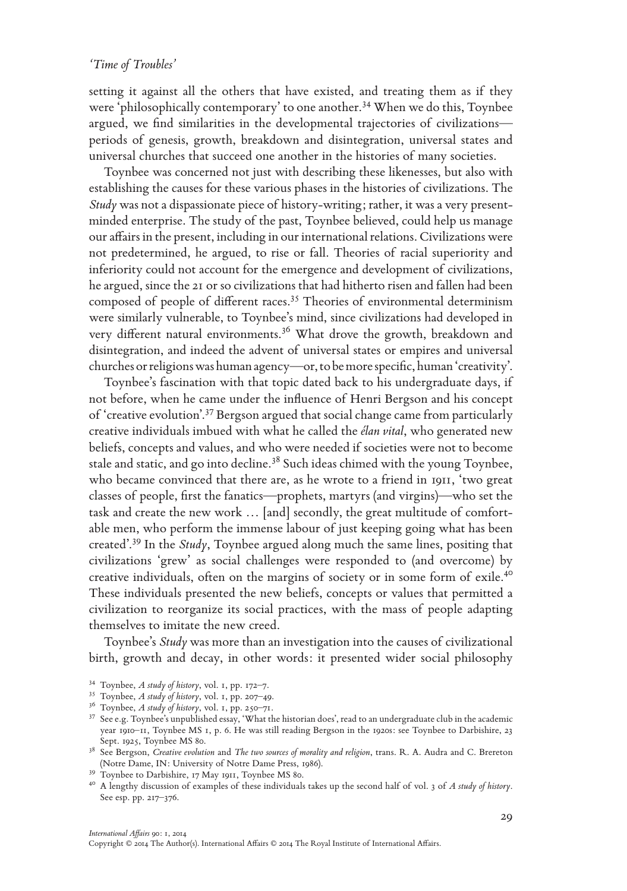setting it against all the others that have existed, and treating them as if they were 'philosophically contemporary' to one another.[34] When we do this, Toynbee argued, we find similarities in the developmental trajectories of civilizations—periods of genesis, growth, breakdown and disintegration, universal states and universal churches that succeed one another in the histories of many societies.

Toynbee was concerned not just with describing these likenesses, but also with establishing the causes for these various phases in the histories of civilizations. The *Study* was not a dispassionate piece of history-writing; rather, it was a very present-minded enterprise. The study of the past, Toynbee believed, could help us manage our affairs in the present, including in our international relations. Civilizations were not predetermined, he argued, to rise or fall. Theories of racial superiority and inferiority could not account for the emergence and development of civilizations, he argued, since the 21 or so civilizations that had hitherto risen and fallen had been composed of people of different races.[35] Theories of environmental determinism were similarly vulnerable, to Toynbee's mind, since civilizations had developed in very different natural environments.[36] What drove the growth, breakdown and disintegration, and indeed the advent of universal states or empires and universal churches or religions was human agency—or, to be more specific, human 'creativity'.

Toynbee's fascination with that topic dated back to his undergraduate days, if not before, when he came under the influence of Henri Bergson and his concept of 'creative evolution'.[37] Bergson argued that social change came from particularly creative individuals imbued with what he called the *élan vital*, who generated new beliefs, concepts and values, and who were needed if societies were not to become stale and static, and go into decline.[38] Such ideas chimed with the young Toynbee, who became convinced that there are, as he wrote to a friend in 1911, 'two great classes of people, first the fanatics—prophets, martyrs (and virgins)—who set the task and create the new work … [and] secondly, the great multitude of comfortable men, who perform the immense labour of just keeping going what has been created'.[39] In the *Study*, Toynbee argued along much the same lines, positing that civilizations 'grew' as social challenges were responded to (and overcome) by creative individuals, often on the margins of society or in some form of exile.[40] These individuals presented the new beliefs, concepts or values that permitted a civilization to reorganize its social practices, with the mass of people adapting themselves to imitate the new creed.

Toynbee's *Study* was more than an investigation into the causes of civilizational birth, growth and decay, in other words: it presented wider social philosophy

---

[34] Toynbee, *A study of history*, vol. 1, pp. 172–7.

[35] Toynbee, *A study of history*, vol. 1, pp. 207–49.

[36] Toynbee, *A study of history*, vol. 1, pp. 250–71.

[37] See e.g. Toynbee's unpublished essay, 'What the historian does', read to an undergraduate club in the academic year 1910–11, Toynbee MS 1, p. 6. He was still reading Bergson in the 1920s: see Toynbee to Darbishire, 23 Sept. 1925, Toynbee MS 80.

[38] See Bergson, *Creative evolution* and *The two sources of morality and religion*, trans. R. A. Audra and C. Brereton (Notre Dame, IN: University of Notre Dame Press, 1986).

[39] Toynbee to Darbishire, 17 May 1911, Toynbee MS 80.

[40] A lengthy discussion of examples of these individuals takes up the second half of vol. 3 of *A study of history*. See esp. pp. 217–376.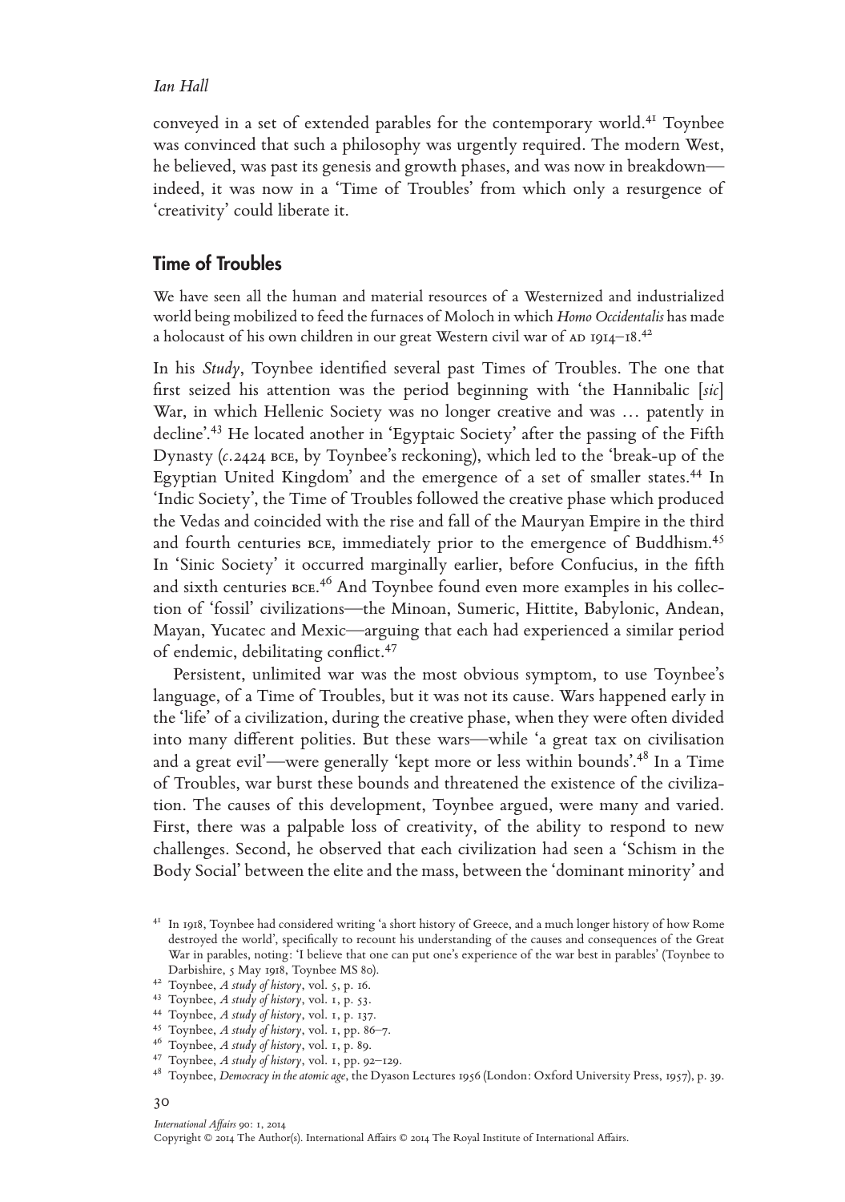conveyed in a set of extended parables for the contemporary world.[41] Toynbee was convinced that such a philosophy was urgently required. The modern West, he believed, was past its genesis and growth phases, and was now in breakdown—indeed, it was now in a 'Time of Troubles' from which only a resurgence of 'creativity' could liberate it.

## Time of Troubles

We have seen all the human and material resources of a Westernized and industrialized world being mobilized to feed the furnaces of Moloch in which *Homo Occidentalis* has made a holocaust of his own children in our great Western civil war of AD 1914–18.[42]

In his *Study*, Toynbee identified several past Times of Troubles. The one that first seized his attention was the period beginning with 'the Hannibalic [*sic*] War, in which Hellenic Society was no longer creative and was … patently in decline'.[43] He located another in 'Egyptaic Society' after the passing of the Fifth Dynasty (*c.*2424 BCE, by Toynbee's reckoning), which led to the 'break-up of the Egyptian United Kingdom' and the emergence of a set of smaller states.[44] In 'Indic Society', the Time of Troubles followed the creative phase which produced the Vedas and coincided with the rise and fall of the Mauryan Empire in the third and fourth centuries BCE, immediately prior to the emergence of Buddhism.[45] In 'Sinic Society' it occurred marginally earlier, before Confucius, in the fifth and sixth centuries BCE.[46] And Toynbee found even more examples in his collection of 'fossil' civilizations—the Minoan, Sumeric, Hittite, Babylonic, Andean, Mayan, Yucatec and Mexic—arguing that each had experienced a similar period of endemic, debilitating conflict.[47]

Persistent, unlimited war was the most obvious symptom, to use Toynbee's language, of a Time of Troubles, but it was not its cause. Wars happened early in the 'life' of a civilization, during the creative phase, when they were often divided into many different polities. But these wars—while 'a great tax on civilisation and a great evil'—were generally 'kept more or less within bounds'.[48] In a Time of Troubles, war burst these bounds and threatened the existence of the civilization. The causes of this development, Toynbee argued, were many and varied. First, there was a palpable loss of creativity, of the ability to respond to new challenges. Second, he observed that each civilization had seen a 'Schism in the Body Social' between the elite and the mass, between the 'dominant minority' and

[41] In 1918, Toynbee had considered writing 'a short history of Greece, and a much longer history of how Rome destroyed the world', specifically to recount his understanding of the causes and consequences of the Great War in parables, noting: 'I believe that one can put one's experience of the war best in parables' (Toynbee to Darbishire, 5 May 1918, Toynbee MS 80).

[42] Toynbee, *A study of history*, vol. 5, p. 16.

[43] Toynbee, *A study of history*, vol. 1, p. 53.

[44] Toynbee, *A study of history*, vol. 1, p. 137.

[45] Toynbee, *A study of history*, vol. 1, pp. 86–7.

[46] Toynbee, *A study of history*, vol. 1, p. 89.

[47] Toynbee, *A study of history*, vol. 1, pp. 92–129.

[48] Toynbee, *Democracy in the atomic age*, the Dyason Lectures 1956 (London: Oxford University Press, 1957), p. 39.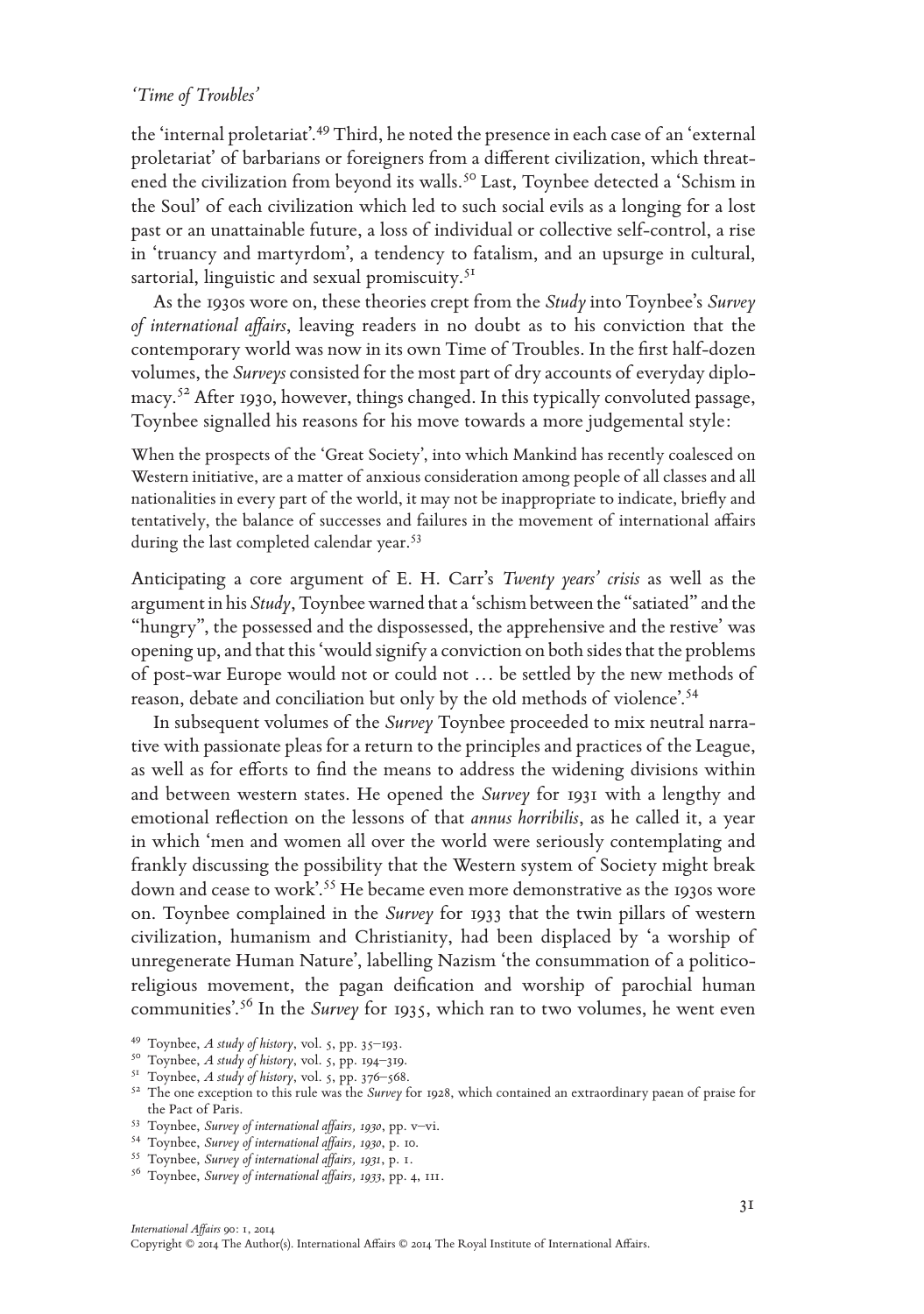the 'internal proletariat'.[49] Third, he noted the presence in each case of an 'external proletariat' of barbarians or foreigners from a different civilization, which threatened the civilization from beyond its walls.[50] Last, Toynbee detected a 'Schism in the Soul' of each civilization which led to such social evils as a longing for a lost past or an unattainable future, a loss of individual or collective self-control, a rise in 'truancy and martyrdom', a tendency to fatalism, and an upsurge in cultural, sartorial, linguistic and sexual promiscuity.[51]

As the 1930s wore on, these theories crept from the *Study* into Toynbee's *Survey of international affairs*, leaving readers in no doubt as to his conviction that the contemporary world was now in its own Time of Troubles. In the first half-dozen volumes, the *Surveys* consisted for the most part of dry accounts of everyday diplomacy.[52] After 1930, however, things changed. In this typically convoluted passage, Toynbee signalled his reasons for his move towards a more judgemental style:

> When the prospects of the 'Great Society', into which Mankind has recently coalesced on Western initiative, are a matter of anxious consideration among people of all classes and all nationalities in every part of the world, it may not be inappropriate to indicate, briefly and tentatively, the balance of successes and failures in the movement of international affairs during the last completed calendar year.[53]

Anticipating a core argument of E. H. Carr's *Twenty years' crisis* as well as the argument in his *Study*, Toynbee warned that a 'schism between the "satiated" and the "hungry", the possessed and the dispossessed, the apprehensive and the restive' was opening up, and that this 'would signify a conviction on both sides that the problems of post-war Europe would not or could not … be settled by the new methods of reason, debate and conciliation but only by the old methods of violence'.[54]

In subsequent volumes of the *Survey* Toynbee proceeded to mix neutral narrative with passionate pleas for a return to the principles and practices of the League, as well as for efforts to find the means to address the widening divisions within and between western states. He opened the *Survey* for 1931 with a lengthy and emotional reflection on the lessons of that *annus horribilis*, as he called it, a year in which 'men and women all over the world were seriously contemplating and frankly discussing the possibility that the Western system of Society might break down and cease to work'.[55] He became even more demonstrative as the 1930s wore on. Toynbee complained in the *Survey* for 1933 that the twin pillars of western civilization, humanism and Christianity, had been displaced by 'a worship of unregenerate Human Nature', labelling Nazism 'the consummation of a politico-religious movement, the pagan deification and worship of parochial human communities'.[56] In the *Survey* for 1935, which ran to two volumes, he went even

---

[49] Toynbee, *A study of history*, vol. 5, pp. 35–193.

[50] Toynbee, *A study of history*, vol. 5, pp. 194–319.

[51] Toynbee, *A study of history*, vol. 5, pp. 376–568.

[52] The one exception to this rule was the *Survey* for 1928, which contained an extraordinary paean of praise for the Pact of Paris.

[53] Toynbee, *Survey of international affairs, 1930*, pp. v–vi.

[54] Toynbee, *Survey of international affairs, 1930*, p. 10.

[55] Toynbee, *Survey of international affairs, 1931*, p. 1.

[56] Toynbee, *Survey of international affairs, 1933*, pp. 4, 111.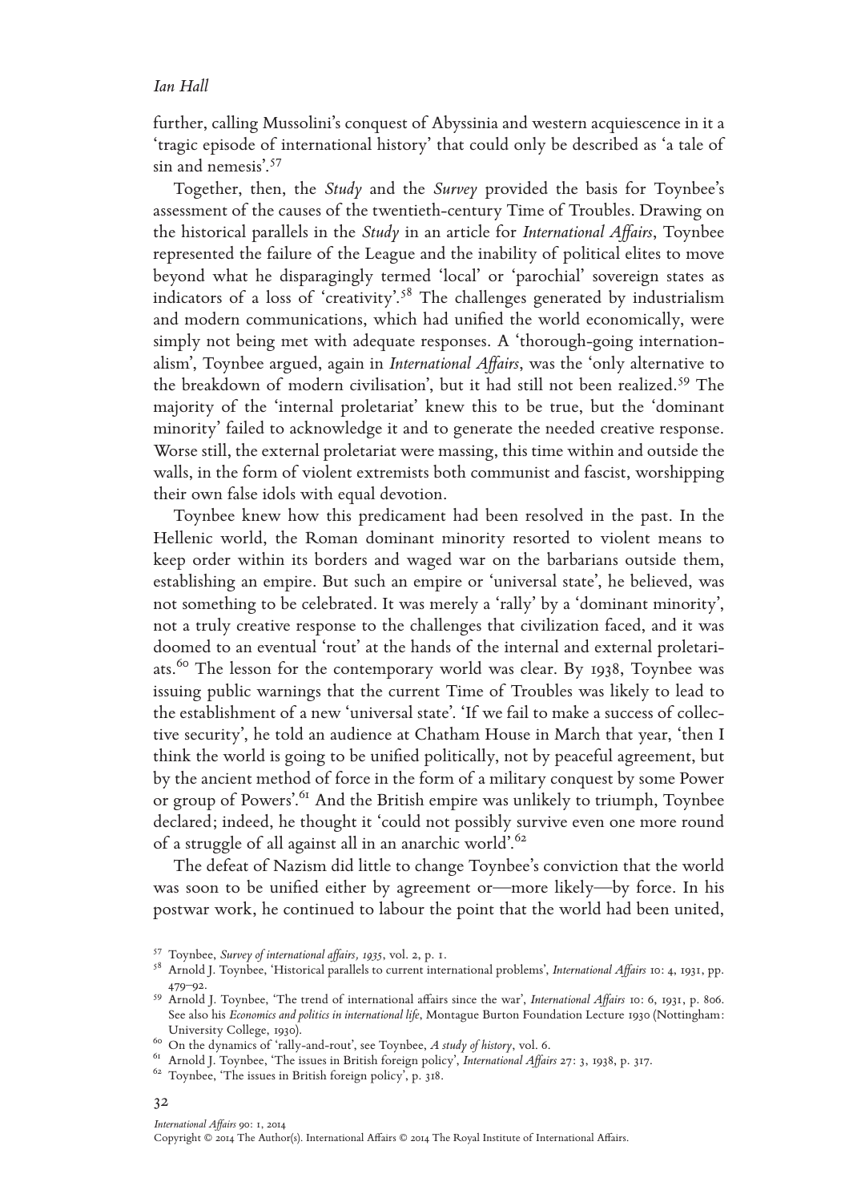further, calling Mussolini's conquest of Abyssinia and western acquiescence in it a 'tragic episode of international history' that could only be described as 'a tale of sin and nemesis'.[57]

Together, then, the *Study* and the *Survey* provided the basis for Toynbee's assessment of the causes of the twentieth-century Time of Troubles. Drawing on the historical parallels in the *Study* in an article for *International Affairs*, Toynbee represented the failure of the League and the inability of political elites to move beyond what he disparagingly termed 'local' or 'parochial' sovereign states as indicators of a loss of 'creativity'.[58] The challenges generated by industrialism and modern communications, which had unified the world economically, were simply not being met with adequate responses. A 'thorough-going internationalism', Toynbee argued, again in *International Affairs*, was the 'only alternative to the breakdown of modern civilisation', but it had still not been realized.[59] The majority of the 'internal proletariat' knew this to be true, but the 'dominant minority' failed to acknowledge it and to generate the needed creative response. Worse still, the external proletariat were massing, this time within and outside the walls, in the form of violent extremists both communist and fascist, worshipping their own false idols with equal devotion.

Toynbee knew how this predicament had been resolved in the past. In the Hellenic world, the Roman dominant minority resorted to violent means to keep order within its borders and waged war on the barbarians outside them, establishing an empire. But such an empire or 'universal state', he believed, was not something to be celebrated. It was merely a 'rally' by a 'dominant minority', not a truly creative response to the challenges that civilization faced, and it was doomed to an eventual 'rout' at the hands of the internal and external proletariats.[60] The lesson for the contemporary world was clear. By 1938, Toynbee was issuing public warnings that the current Time of Troubles was likely to lead to the establishment of a new 'universal state'. 'If we fail to make a success of collective security', he told an audience at Chatham House in March that year, 'then I think the world is going to be unified politically, not by peaceful agreement, but by the ancient method of force in the form of a military conquest by some Power or group of Powers'.[61] And the British empire was unlikely to triumph, Toynbee declared; indeed, he thought it 'could not possibly survive even one more round of a struggle of all against all in an anarchic world'.[62]

The defeat of Nazism did little to change Toynbee's conviction that the world was soon to be unified either by agreement or—more likely—by force. In his postwar work, he continued to labour the point that the world had been united,

[57] Toynbee, *Survey of international affairs, 1935*, vol. 2, p. 1.

[58] Arnold J. Toynbee, 'Historical parallels to current international problems', *International Affairs* 10: 4, 1931, pp. 479–92.

[59] Arnold J. Toynbee, 'The trend of international affairs since the war', *International Affairs* 10: 6, 1931, p. 806. See also his *Economics and politics in international life*, Montague Burton Foundation Lecture 1930 (Nottingham: University College, 1930).

[60] On the dynamics of 'rally-and-rout', see Toynbee, *A study of history*, vol. 6.

[61] Arnold J. Toynbee, 'The issues in British foreign policy', *International Affairs* 27: 3, 1938, p. 317.

[62] Toynbee, 'The issues in British foreign policy', p. 318.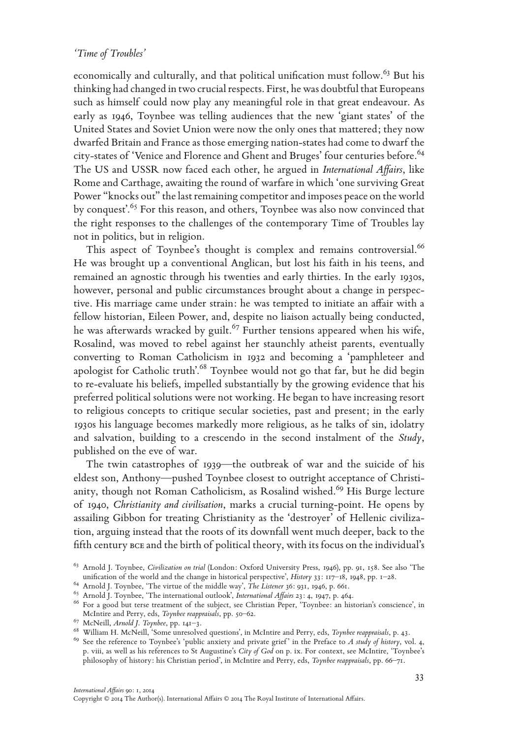economically and culturally, and that political unification must follow.[63] But his thinking had changed in two crucial respects. First, he was doubtful that Europeans such as himself could now play any meaningful role in that great endeavour. As early as 1946, Toynbee was telling audiences that the new 'giant states' of the United States and Soviet Union were now the only ones that mattered; they now dwarfed Britain and France as those emerging nation-states had come to dwarf the city-states of 'Venice and Florence and Ghent and Bruges' four centuries before.[64] The US and USSR now faced each other, he argued in *International Affairs*, like Rome and Carthage, awaiting the round of warfare in which 'one surviving Great Power "knocks out" the last remaining competitor and imposes peace on the world by conquest'.[65] For this reason, and others, Toynbee was also now convinced that the right responses to the challenges of the contemporary Time of Troubles lay not in politics, but in religion.

This aspect of Toynbee's thought is complex and remains controversial.[66] He was brought up a conventional Anglican, but lost his faith in his teens, and remained an agnostic through his twenties and early thirties. In the early 1930s, however, personal and public circumstances brought about a change in perspective. His marriage came under strain: he was tempted to initiate an affair with a fellow historian, Eileen Power, and, despite no liaison actually being conducted, he was afterwards wracked by guilt.[67] Further tensions appeared when his wife, Rosalind, was moved to rebel against her staunchly atheist parents, eventually converting to Roman Catholicism in 1932 and becoming a 'pamphleteer and apologist for Catholic truth'.[68] Toynbee would not go that far, but he did begin to re-evaluate his beliefs, impelled substantially by the growing evidence that his preferred political solutions were not working. He began to have increasing resort to religious concepts to critique secular societies, past and present; in the early 1930s his language becomes markedly more religious, as he talks of sin, idolatry and salvation, building to a crescendo in the second instalment of the *Study*, published on the eve of war.

The twin catastrophes of 1939—the outbreak of war and the suicide of his eldest son, Anthony—pushed Toynbee closest to outright acceptance of Christianity, though not Roman Catholicism, as Rosalind wished.[69] His Burge lecture of 1940, *Christianity and civilisation*, marks a crucial turning-point. He opens by assailing Gibbon for treating Christianity as the 'destroyer' of Hellenic civilization, arguing instead that the roots of its downfall went much deeper, back to the fifth century BCE and the birth of political theory, with its focus on the individual's

---

[63] Arnold J. Toynbee, *Civilization on trial* (London: Oxford University Press, 1946), pp. 91, 158. See also 'The unification of the world and the change in historical perspective', *History* 33: 117–18, 1948, pp. 1–28.

[64] Arnold J. Toynbee, 'The virtue of the middle way', *The Listener* 36: 931, 1946, p. 661.

[65] Arnold J. Toynbee, 'The international outlook', *International Affairs* 23: 4, 1947, p. 464.

[66] For a good but terse treatment of the subject, see Christian Peper, 'Toynbee: an historian's conscience', in McIntire and Perry, eds, *Toynbee reappraisals*, pp. 50–62.

[67] McNeill, *Arnold J. Toynbee*, pp. 141–3.

[68] William H. McNeill, 'Some unresolved questions', in McIntire and Perry, eds, *Toynbee reappraisals*, p. 43.

[69] See the reference to Toynbee's 'public anxiety and private grief' in the Preface to *A study of history*, vol. 4, p. viii, as well as his references to St Augustine's *City of God* on p. ix. For context, see McIntire, 'Toynbee's philosophy of history: his Christian period', in McIntire and Perry, eds, *Toynbee reappraisals*, pp. 66–71.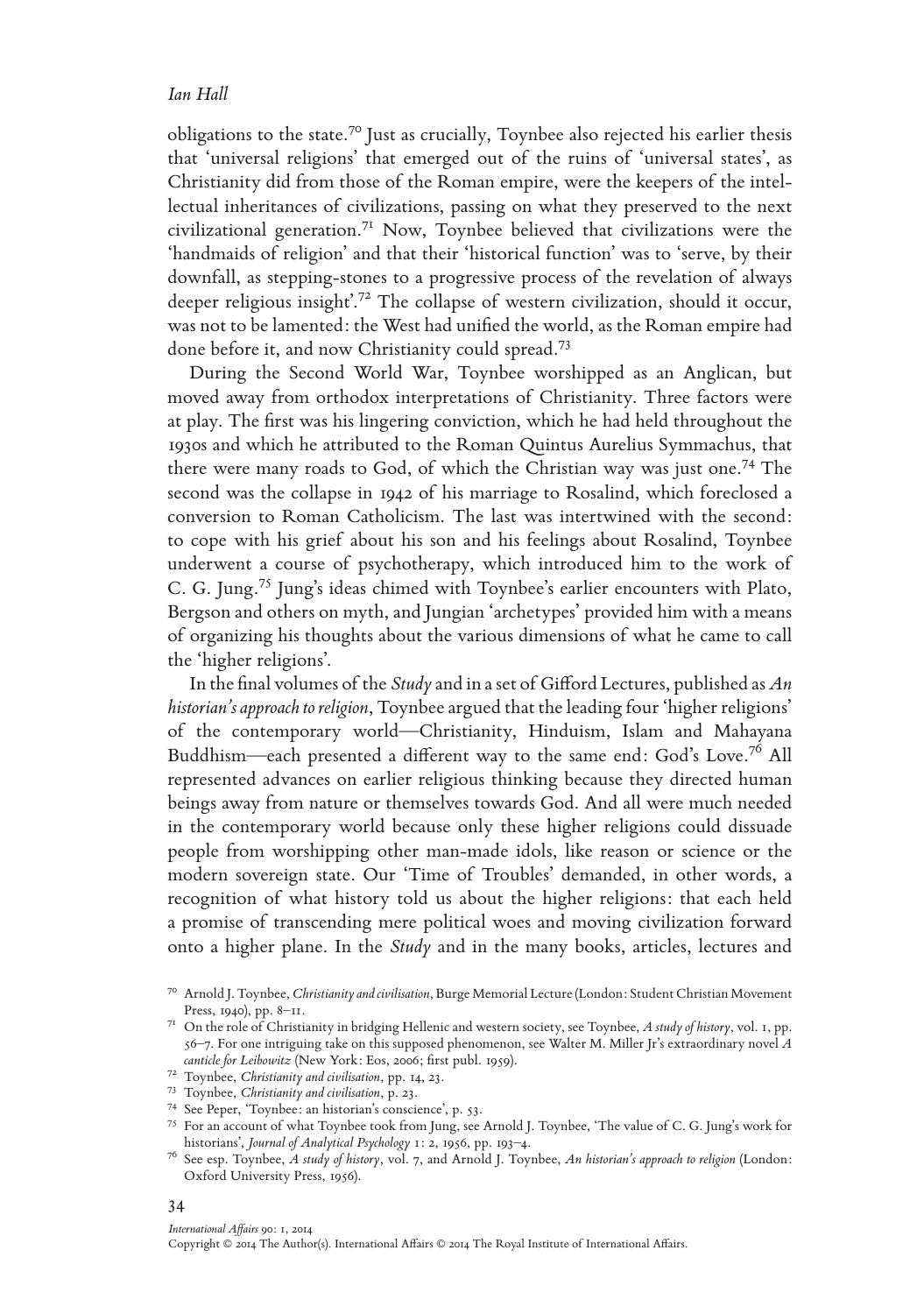obligations to the state.[70] Just as crucially, Toynbee also rejected his earlier thesis that 'universal religions' that emerged out of the ruins of 'universal states', as Christianity did from those of the Roman empire, were the keepers of the intellectual inheritances of civilizations, passing on what they preserved to the next civilizational generation.[71] Now, Toynbee believed that civilizations were the 'handmaids of religion' and that their 'historical function' was to 'serve, by their downfall, as stepping-stones to a progressive process of the revelation of always deeper religious insight'.[72] The collapse of western civilization, should it occur, was not to be lamented: the West had unified the world, as the Roman empire had done before it, and now Christianity could spread.[73]

During the Second World War, Toynbee worshipped as an Anglican, but moved away from orthodox interpretations of Christianity. Three factors were at play. The first was his lingering conviction, which he had held throughout the 1930s and which he attributed to the Roman Quintus Aurelius Symmachus, that there were many roads to God, of which the Christian way was just one.[74] The second was the collapse in 1942 of his marriage to Rosalind, which foreclosed a conversion to Roman Catholicism. The last was intertwined with the second: to cope with his grief about his son and his feelings about Rosalind, Toynbee underwent a course of psychotherapy, which introduced him to the work of C. G. Jung.[75] Jung's ideas chimed with Toynbee's earlier encounters with Plato, Bergson and others on myth, and Jungian 'archetypes' provided him with a means of organizing his thoughts about the various dimensions of what he came to call the 'higher religions'.

In the final volumes of the *Study* and in a set of Gifford Lectures, published as *An historian's approach to religion*, Toynbee argued that the leading four 'higher religions' of the contemporary world—Christianity, Hinduism, Islam and Mahayana Buddhism—each presented a different way to the same end: God's Love.[76] All represented advances on earlier religious thinking because they directed human beings away from nature or themselves towards God. And all were much needed in the contemporary world because only these higher religions could dissuade people from worshipping other man-made idols, like reason or science or the modern sovereign state. Our 'Time of Troubles' demanded, in other words, a recognition of what history told us about the higher religions: that each held a promise of transcending mere political woes and moving civilization forward onto a higher plane. In the *Study* and in the many books, articles, lectures and

[70] Arnold J. Toynbee, *Christianity and civilisation*, Burge Memorial Lecture (London: Student Christian Movement Press, 1940), pp. 8–11.

[71] On the role of Christianity in bridging Hellenic and western society, see Toynbee, *A study of history*, vol. 1, pp. 56–7. For one intriguing take on this supposed phenomenon, see Walter M. Miller Jr's extraordinary novel *A canticle for Leibowitz* (New York: Eos, 2006; first publ. 1959).

[72] Toynbee, *Christianity and civilisation*, pp. 14, 23.

[73] Toynbee, *Christianity and civilisation*, p. 23.

[74] See Peper, 'Toynbee: an historian's conscience', p. 53.

[75] For an account of what Toynbee took from Jung, see Arnold J. Toynbee, 'The value of C. G. Jung's work for historians', *Journal of Analytical Psychology* 1: 2, 1956, pp. 193–4.

[76] See esp. Toynbee, *A study of history*, vol. 7, and Arnold J. Toynbee, *An historian's approach to religion* (London: Oxford University Press, 1956).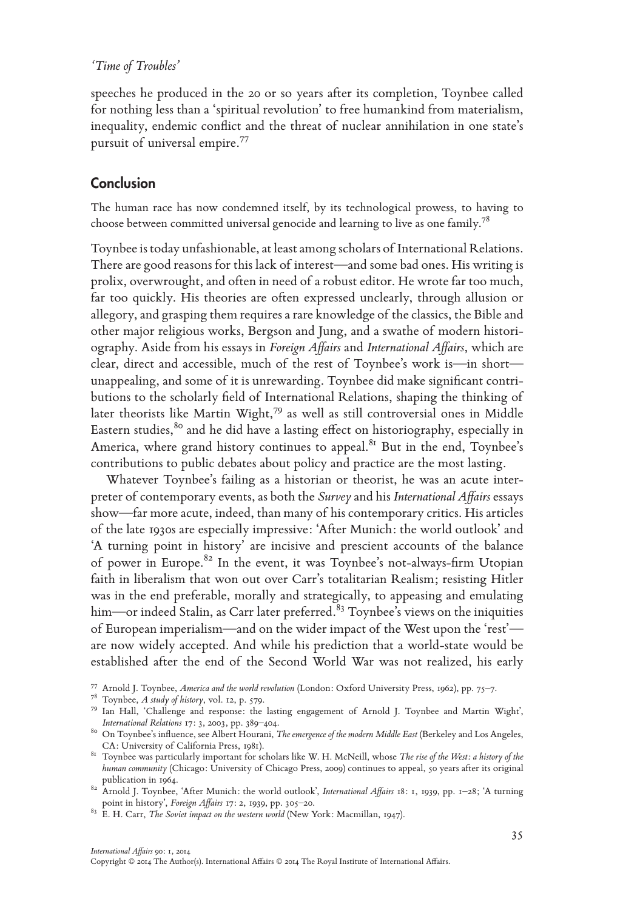speeches he produced in the 20 or so years after its completion, Toynbee called for nothing less than a 'spiritual revolution' to free humankind from materialism, inequality, endemic conflict and the threat of nuclear annihilation in one state's pursuit of universal empire.[77]

## Conclusion

The human race has now condemned itself, by its technological prowess, to having to choose between committed universal genocide and learning to live as one family.[78]

Toynbee is today unfashionable, at least among scholars of International Relations. There are good reasons for this lack of interest—and some bad ones. His writing is prolix, overwrought, and often in need of a robust editor. He wrote far too much, far too quickly. His theories are often expressed unclearly, through allusion or allegory, and grasping them requires a rare knowledge of the classics, the Bible and other major religious works, Bergson and Jung, and a swathe of modern historiography. Aside from his essays in *Foreign Affairs* and *International Affairs*, which are clear, direct and accessible, much of the rest of Toynbee's work is—in short—unappealing, and some of it is unrewarding. Toynbee did make significant contributions to the scholarly field of International Relations, shaping the thinking of later theorists like Martin Wight,[79] as well as still controversial ones in Middle Eastern studies,[80] and he did have a lasting effect on historiography, especially in America, where grand history continues to appeal.[81] But in the end, Toynbee's contributions to public debates about policy and practice are the most lasting.

Whatever Toynbee's failing as a historian or theorist, he was an acute interpreter of contemporary events, as both the *Survey* and his *International Affairs* essays show—far more acute, indeed, than many of his contemporary critics. His articles of the late 1930s are especially impressive: 'After Munich: the world outlook' and 'A turning point in history' are incisive and prescient accounts of the balance of power in Europe.[82] In the event, it was Toynbee's not-always-firm Utopian faith in liberalism that won out over Carr's totalitarian Realism; resisting Hitler was in the end preferable, morally and strategically, to appeasing and emulating him—or indeed Stalin, as Carr later preferred.[83] Toynbee's views on the iniquities of European imperialism—and on the wider impact of the West upon the 'rest'—are now widely accepted. And while his prediction that a world-state would be established after the end of the Second World War was not realized, his early

[77] Arnold J. Toynbee, *America and the world revolution* (London: Oxford University Press, 1962), pp. 75–7.

[78] Toynbee, *A study of history*, vol. 12, p. 579.

[79] Ian Hall, 'Challenge and response: the lasting engagement of Arnold J. Toynbee and Martin Wight', *International Relations* 17: 3, 2003, pp. 389–404.

[80] On Toynbee's influence, see Albert Hourani, *The emergence of the modern Middle East* (Berkeley and Los Angeles, CA: University of California Press, 1981).

[81] Toynbee was particularly important for scholars like W. H. McNeill, whose *The rise of the West: a history of the human community* (Chicago: University of Chicago Press, 2009) continues to appeal, 50 years after its original publication in 1964.

[82] Arnold J. Toynbee, 'After Munich: the world outlook', *International Affairs* 18: 1, 1939, pp. 1–28; 'A turning point in history', *Foreign Affairs* 17: 2, 1939, pp. 305–20.

[83] E. H. Carr, *The Soviet impact on the western world* (New York: Macmillan, 1947).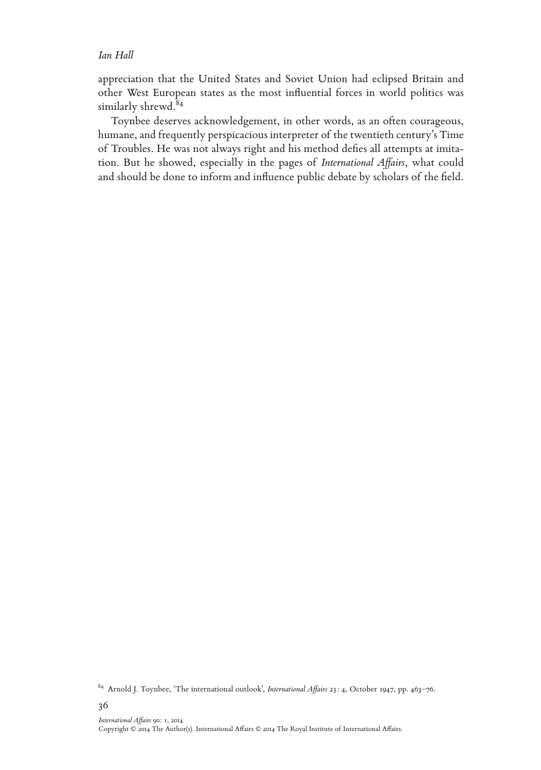appreciation that the United States and Soviet Union had eclipsed Britain and other West European states as the most influential forces in world politics was similarly shrewd.[84]

Toynbee deserves acknowledgement, in other words, as an often courageous, humane, and frequently perspicacious interpreter of the twentieth century's Time of Troubles. He was not always right and his method defies all attempts at imitation. But he showed, especially in the pages of *International Affairs*, what could and should be done to inform and influence public debate by scholars of the field.

[84] Arnold J. Toynbee, 'The international outlook', *International Affairs* 23: 4, October 1947, pp. 463–76.